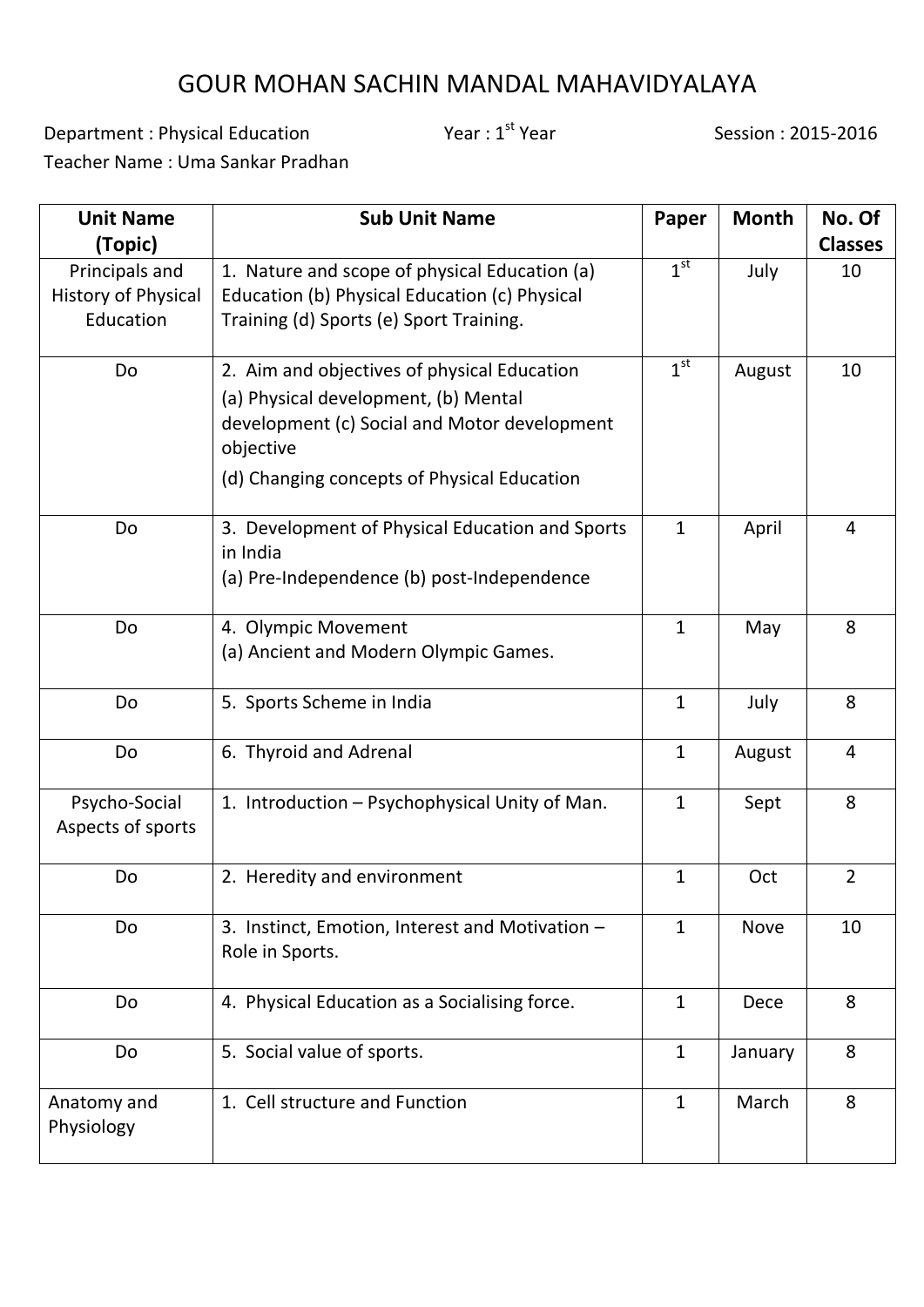# GOUR MOHAN SACHIN MANDAL MAHAVIDYALAYA

Department : Physical Education Year : 1st Year Session : 2015-2016

Teacher Name : Uma Sankar Pradhan

| Unit Name (Topic) | Sub Unit Name | Paper | Month | No. Of Classes |
|---|---|---|---|---|
| Principals and History of Physical Education | 1. Nature and scope of physical Education (a) Education (b) Physical Education (c) Physical Training (d) Sports (e) Sport Training. | 1st | July | 10 |
| Do | 2. Aim and objectives of physical Education (a) Physical development, (b) Mental development (c) Social and Motor development objective (d) Changing concepts of Physical Education | 1st | August | 10 |
| Do | 3. Development of Physical Education and Sports in India (a) Pre-Independence (b) post-Independence | 1 | April | 4 |
| Do | 4. Olympic Movement (a) Ancient and Modern Olympic Games. | 1 | May | 8 |
| Do | 5. Sports Scheme in India | 1 | July | 8 |
| Do | 6. Thyroid and Adrenal | 1 | August | 4 |
| Psycho-Social Aspects of sports | 1. Introduction – Psychophysical Unity of Man. | 1 | Sept | 8 |
| Do | 2. Heredity and environment | 1 | Oct | 2 |
| Do | 3. Instinct, Emotion, Interest and Motivation – Role in Sports. | 1 | Nove | 10 |
| Do | 4. Physical Education as a Socialising force. | 1 | Dece | 8 |
| Do | 5. Social value of sports. | 1 | January | 8 |
| Anatomy and Physiology | 1. Cell structure and Function | 1 | March | 8 |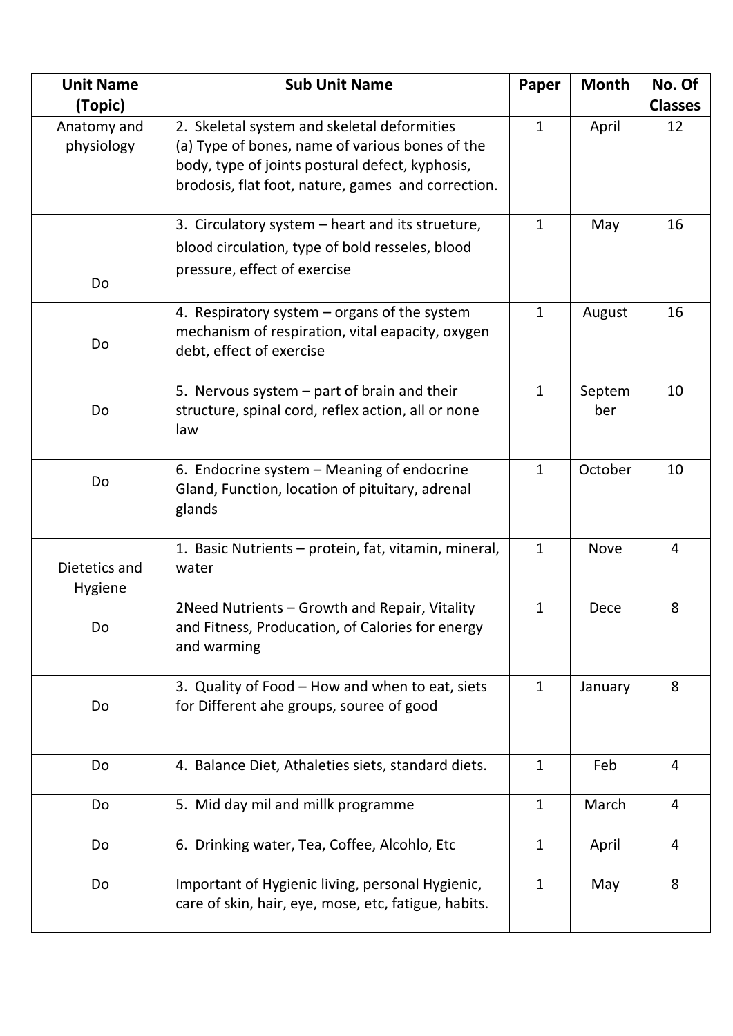| Unit Name (Topic) | Sub Unit Name | Paper | Month | No. Of Classes |
|---|---|---|---|---|
| Anatomy and physiology | 2. Skeletal system and skeletal deformities (a) Type of bones, name of various bones of the body, type of joints postural defect, kyphosis, brodosis, flat foot, nature, games and correction. | 1 | April | 12 |
| Do | 3. Circulatory system – heart and its strueture, blood circulation, type of bold resseles, blood pressure, effect of exercise | 1 | May | 16 |
| Do | 4. Respiratory system – organs of the system mechanism of respiration, vital eapacity, oxygen debt, effect of exercise | 1 | August | 16 |
| Do | 5. Nervous system – part of brain and their structure, spinal cord, reflex action, all or none law | 1 | September | 10 |
| Do | 6. Endocrine system – Meaning of endocrine Gland, Function, location of pituitary, adrenal glands | 1 | October | 10 |
| Dietetics and Hygiene | 1. Basic Nutrients – protein, fat, vitamin, mineral, water | 1 | Nove | 4 |
| Do | 2Need Nutrients – Growth and Repair, Vitality and Fitness, Producation, of Calories for energy and warming | 1 | Dece | 8 |
| Do | 3. Quality of Food – How and when to eat, siets for Different ahe groups, souree of good | 1 | January | 8 |
| Do | 4. Balance Diet, Athaleties siets, standard diets. | 1 | Feb | 4 |
| Do | 5. Mid day mil and millk programme | 1 | March | 4 |
| Do | 6. Drinking water, Tea, Coffee, Alcohlo, Etc | 1 | April | 4 |
| Do | Important of Hygienic living, personal Hygienic, care of skin, hair, eye, mose, etc, fatigue, habits. | 1 | May | 8 |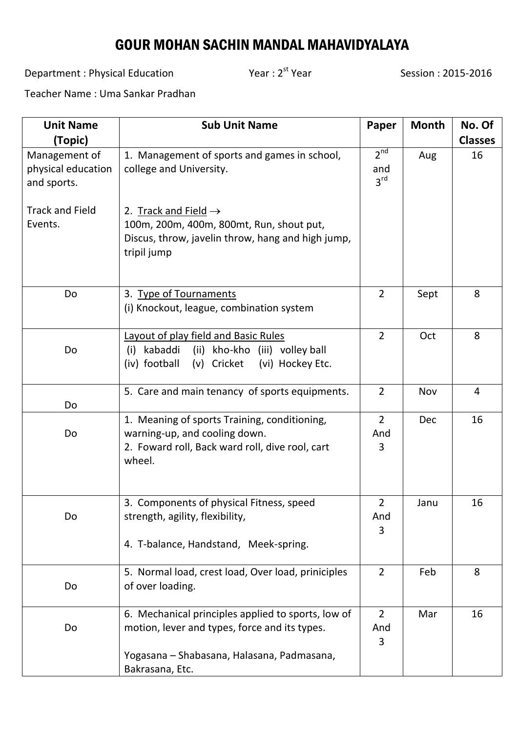# GOUR MOHAN SACHIN MANDAL MAHAVIDYALAYA

Department : Physical Education  Year : 2st Year  Session : 2015-2016

Teacher Name : Uma Sankar Pradhan

| Unit Name (Topic) | Sub Unit Name | Paper | Month | No. Of Classes |
|---|---|---|---|---|
| Management of physical education and sports.<br><br>Track and Field Events. | 1. Management of sports and games in school, college and University.<br><br>2. Track and Field →<br>100m, 200m, 400m, 800mt, Run, shout put, Discus, throw, javelin throw, hang and high jump, tripil jump | 2nd and 3rd | Aug | 16 |
| Do | 3. Type of Tournaments<br>(i) Knockout, league, combination system | 2 | Sept | 8 |
| Do | Layout of play field and Basic Rules<br>(i) kabaddi (ii) kho-kho (iii) volley ball<br>(iv) football (v) Cricket (vi) Hockey Etc. | 2 | Oct | 8 |
| Do | 5. Care and main tenancy of sports equipments. | 2 | Nov | 4 |
| Do | 1. Meaning of sports Training, conditioning, warning-up, and cooling down.<br>2. Foward roll, Back ward roll, dive rool, cart wheel. | 2 And 3 | Dec | 16 |
| Do | 3. Components of physical Fitness, speed strength, agility, flexibility,<br><br>4. T-balance, Handstand, Meek-spring. | 2 And 3 | Janu | 16 |
| Do | 5. Normal load, crest load, Over load, priniciples of over loading. | 2 | Feb | 8 |
| Do | 6. Mechanical principles applied to sports, low of motion, lever and types, force and its types.<br><br>Yogasana – Shabasana, Halasana, Padmasana, Bakrasana, Etc. | 2 And 3 | Mar | 16 |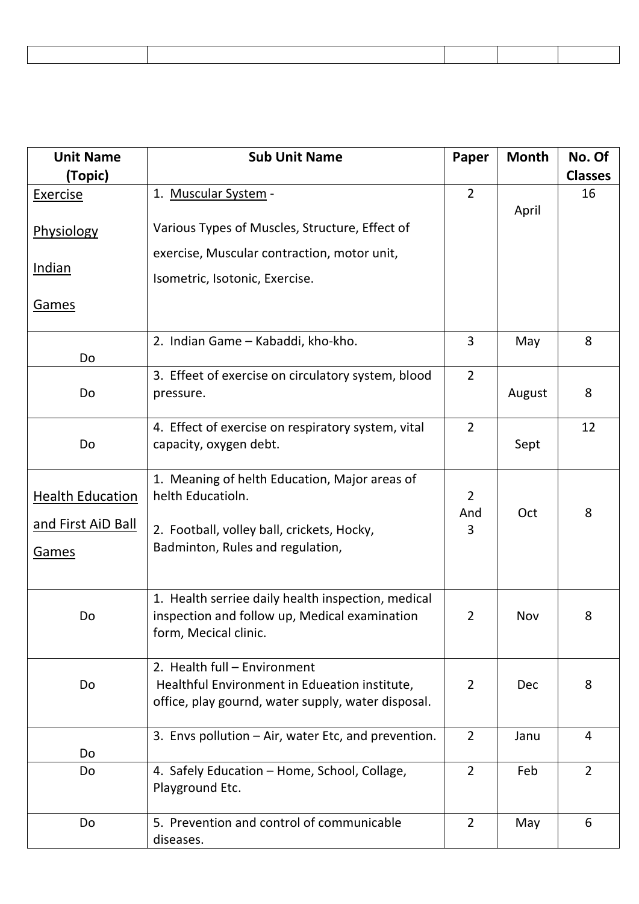|  |  |  |  |  |
|---|---|---|---|---|
|  |  |  |  |  |

| Unit Name (Topic) | Sub Unit Name | Paper | Month | No. Of Classes |
|---|---|---|---|---|
| Exercise Physiology Indian Games | 1. Muscular System - Various Types of Muscles, Structure, Effect of exercise, Muscular contraction, motor unit, Isometric, Isotonic, Exercise. | 2 | April | 16 |
| Do | 2. Indian Game – Kabaddi, kho-kho. | 3 | May | 8 |
| Do | 3. Effeet of exercise on circulatory system, blood pressure. | 2 | August | 8 |
| Do | 4. Effect of exercise on respiratory system, vital capacity, oxygen debt. | 2 | Sept | 12 |
| Health Education and First AiD Ball Games | 1. Meaning of helth Education, Major areas of helth Educatioln. 2. Football, volley ball, crickets, Hocky, Badminton, Rules and regulation, | 2 And 3 | Oct | 8 |
| Do | 1. Health serriee daily health inspection, medical inspection and follow up, Medical examination form, Mecical clinic. | 2 | Nov | 8 |
| Do | 2. Health full – Environment Healthful Environment in Edueation institute, office, play gournd, water supply, water disposal. | 2 | Dec | 8 |
| Do | 3. Envs pollution – Air, water Etc, and prevention. | 2 | Janu | 4 |
| Do | 4. Safely Education – Home, School, Collage, Playground Etc. | 2 | Feb | 2 |
| Do | 5. Prevention and control of communicable diseases. | 2 | May | 6 |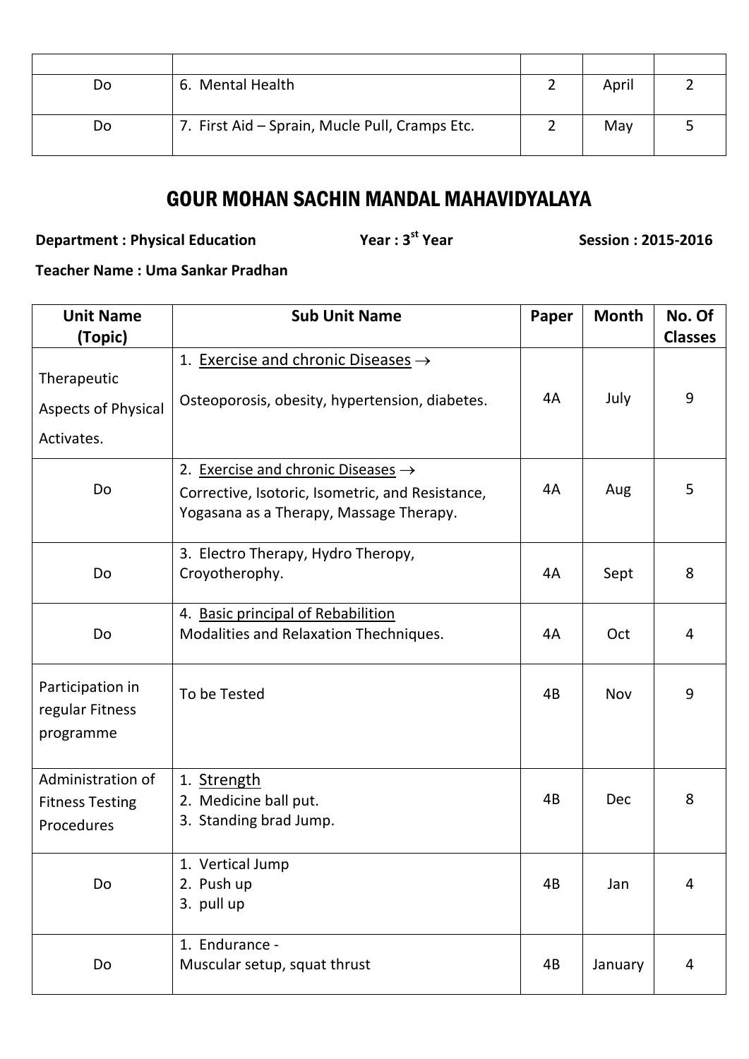| | | | | |
|---|---|---|---|---|
| Do | 6. Mental Health | 2 | April | 2 |
| Do | 7. First Aid – Sprain, Mucle Pull, Cramps Etc. | 2 | May | 5 |

## GOUR MOHAN SACHIN MANDAL MAHAVIDYALAYA

**Department : Physical Education** **Year : 3[st] Year** **Session : 2015-2016**

**Teacher Name : Uma Sankar Pradhan**

| Unit Name (Topic) | Sub Unit Name | Paper | Month | No. Of Classes |
|---|---|---|---|---|
| Therapeutic Aspects of Physical Activates. | 1. Exercise and chronic Diseases → Osteoporosis, obesity, hypertension, diabetes. | 4A | July | 9 |
| Do | 2. Exercise and chronic Diseases → Corrective, Isotoric, Isometric, and Resistance, Yogasana as a Therapy, Massage Therapy. | 4A | Aug | 5 |
| Do | 3. Electro Therapy, Hydro Theropy, Croyotherophy. | 4A | Sept | 8 |
| Do | 4. Basic principal of Rebabilition Modalities and Relaxation Thechniques. | 4A | Oct | 4 |
| Participation in regular Fitness programme | To be Tested | 4B | Nov | 9 |
| Administration of Fitness Testing Procedures | 1. Strength<br>2. Medicine ball put.<br>3. Standing brad Jump. | 4B | Dec | 8 |
| Do | 1. Vertical Jump<br>2. Push up<br>3. pull up | 4B | Jan | 4 |
| Do | 1. Endurance - Muscular setup, squat thrust | 4B | January | 4 |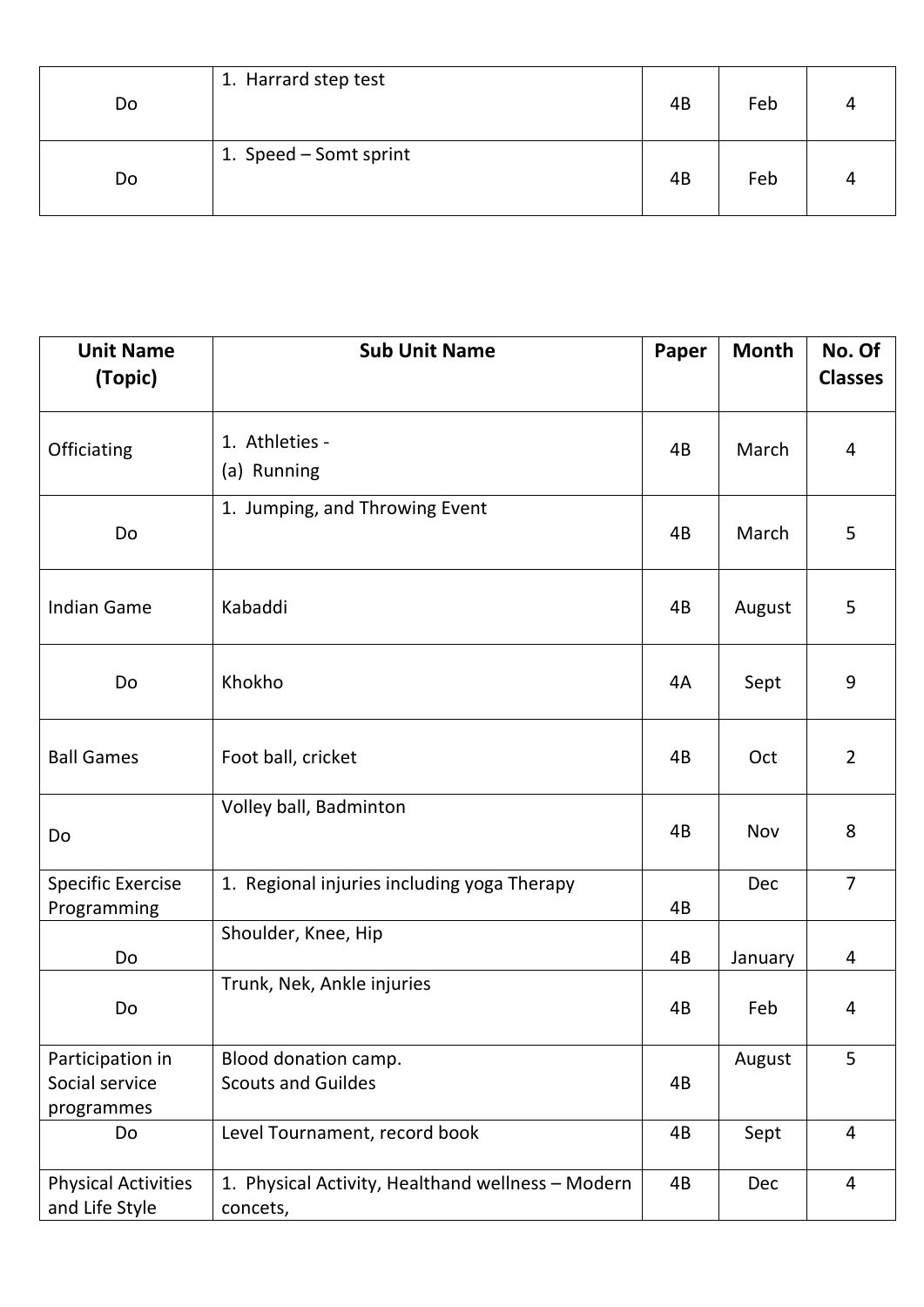| Do | 1. Harrard step test | 4B | Feb | 4 |
|---|---|---|---|---|
| Do | 1. Speed – Somt sprint | 4B | Feb | 4 |

| Unit Name (Topic) | Sub Unit Name | Paper | Month | No. Of Classes |
|---|---|---|---|---|
| Officiating | 1. Athleties - (a) Running | 4B | March | 4 |
| Do | 1. Jumping, and Throwing Event | 4B | March | 5 |
| Indian Game | Kabaddi | 4B | August | 5 |
| Do | Khokho | 4A | Sept | 9 |
| Ball Games | Foot ball, cricket | 4B | Oct | 2 |
| Do | Volley ball, Badminton | 4B | Nov | 8 |
| Specific Exercise Programming | 1. Regional injuries including yoga Therapy | 4B | Dec | 7 |
| Do | Shoulder, Knee, Hip | 4B | January | 4 |
| Do | Trunk, Nek, Ankle injuries | 4B | Feb | 4 |
| Participation in Social service programmes | Blood donation camp. Scouts and Guildes | 4B | August | 5 |
| Do | Level Tournament, record book | 4B | Sept | 4 |
| Physical Activities and Life Style | 1. Physical Activity, Healthand wellness – Modern concets, | 4B | Dec | 4 |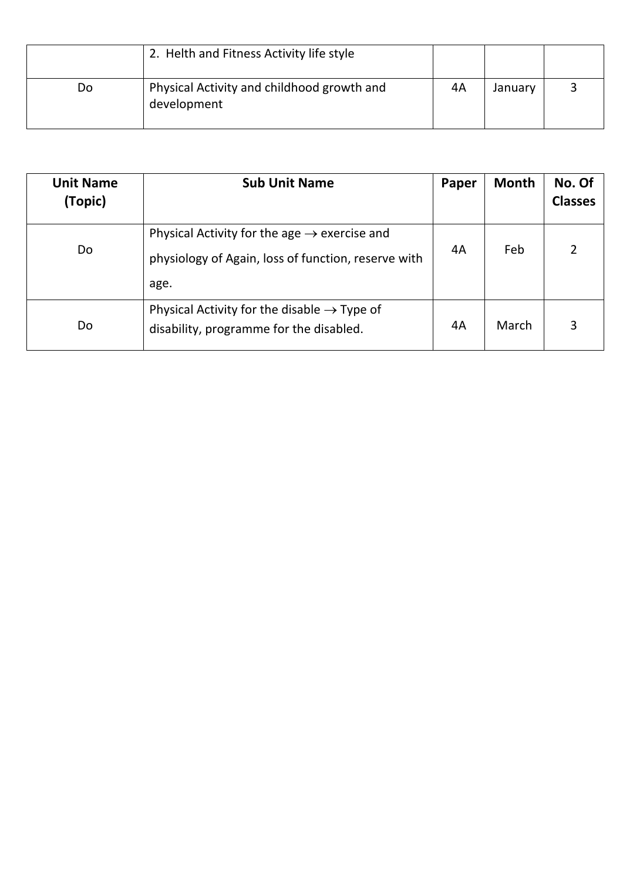| | | | | |
|---|---|---|---|---|
| | 2. Helth and Fitness Activity life style | | | |
| Do | Physical Activity and childhood growth and development | 4A | January | 3 |

| Unit Name (Topic) | Sub Unit Name | Paper | Month | No. Of Classes |
|---|---|---|---|---|
| Do | Physical Activity for the age $\rightarrow$ exercise and physiology of Again, loss of function, reserve with age. | 4A | Feb | 2 |
| Do | Physical Activity for the disable $\rightarrow$ Type of disability, programme for the disabled. | 4A | March | 3 |